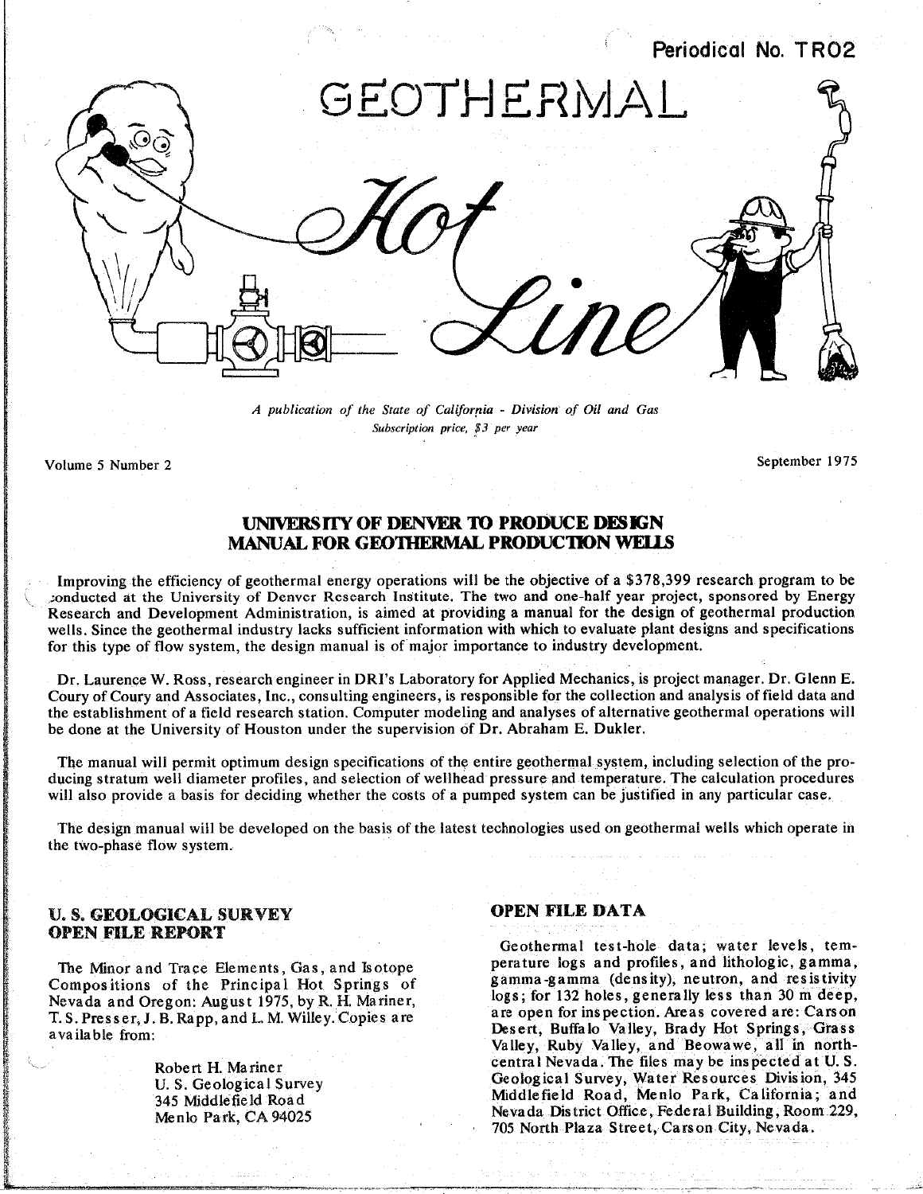Periodical No. TR02

# GEOTHERMAL Hot Line

*A publication of the State of California - Division of Oil and Gas*
*Subscription price, $3 per year*

Volume 5 Number 2

September 1975

## UNIVERSITY OF DENVER TO PRODUCE DESIGN MANUAL FOR GEOTHERMAL PRODUCTION WELLS

Improving the efficiency of geothermal energy operations will be the objective of a $378,399 research program to be conducted at the University of Denver Research Institute. The two and one-half year project, sponsored by Energy Research and Development Administration, is aimed at providing a manual for the design of geothermal production wells. Since the geothermal industry lacks sufficient information with which to evaluate plant designs and specifications for this type of flow system, the design manual is of major importance to industry development.

Dr. Laurence W. Ross, research engineer in DRI's Laboratory for Applied Mechanics, is project manager. Dr. Glenn E. Coury of Coury and Associates, Inc., consulting engineers, is responsible for the collection and analysis of field data and the establishment of a field research station. Computer modeling and analyses of alternative geothermal operations will be done at the University of Houston under the supervision of Dr. Abraham E. Dukler.

The manual will permit optimum design specifications of the entire geothermal system, including selection of the producing stratum well diameter profiles, and selection of wellhead pressure and temperature. The calculation procedures will also provide a basis for deciding whether the costs of a pumped system can be justified in any particular case.

The design manual will be developed on the basis of the latest technologies used on geothermal wells which operate in the two-phase flow system.

### U. S. GEOLOGICAL SURVEY OPEN FILE REPORT

The Minor and Trace Elements, Gas, and Isotope Compositions of the Principal Hot Springs of Nevada and Oregon: August 1975, by R. H. Mariner, T. S. Presser, J. B. Rapp, and L. M. Willey. Copies are available from:

Robert H. Mariner
U. S. Geological Survey
345 Middlefield Road
Menlo Park, CA 94025

### OPEN FILE DATA

Geothermal test-hole data; water levels, temperature logs and profiles, and lithologic, gamma, gamma-gamma (density), neutron, and resistivity logs; for 132 holes, generally less than 30 m deep, are open for inspection. Areas covered are: Carson Desert, Buffalo Valley, Brady Hot Springs, Grass Valley, Ruby Valley, and Beowawe, all in north-central Nevada. The files may be inspected at U. S. Geological Survey, Water Resources Division, 345 Middlefield Road, Menlo Park, California; and Nevada District Office, Federal Building, Room 229, 705 North Plaza Street, Carson City, Nevada.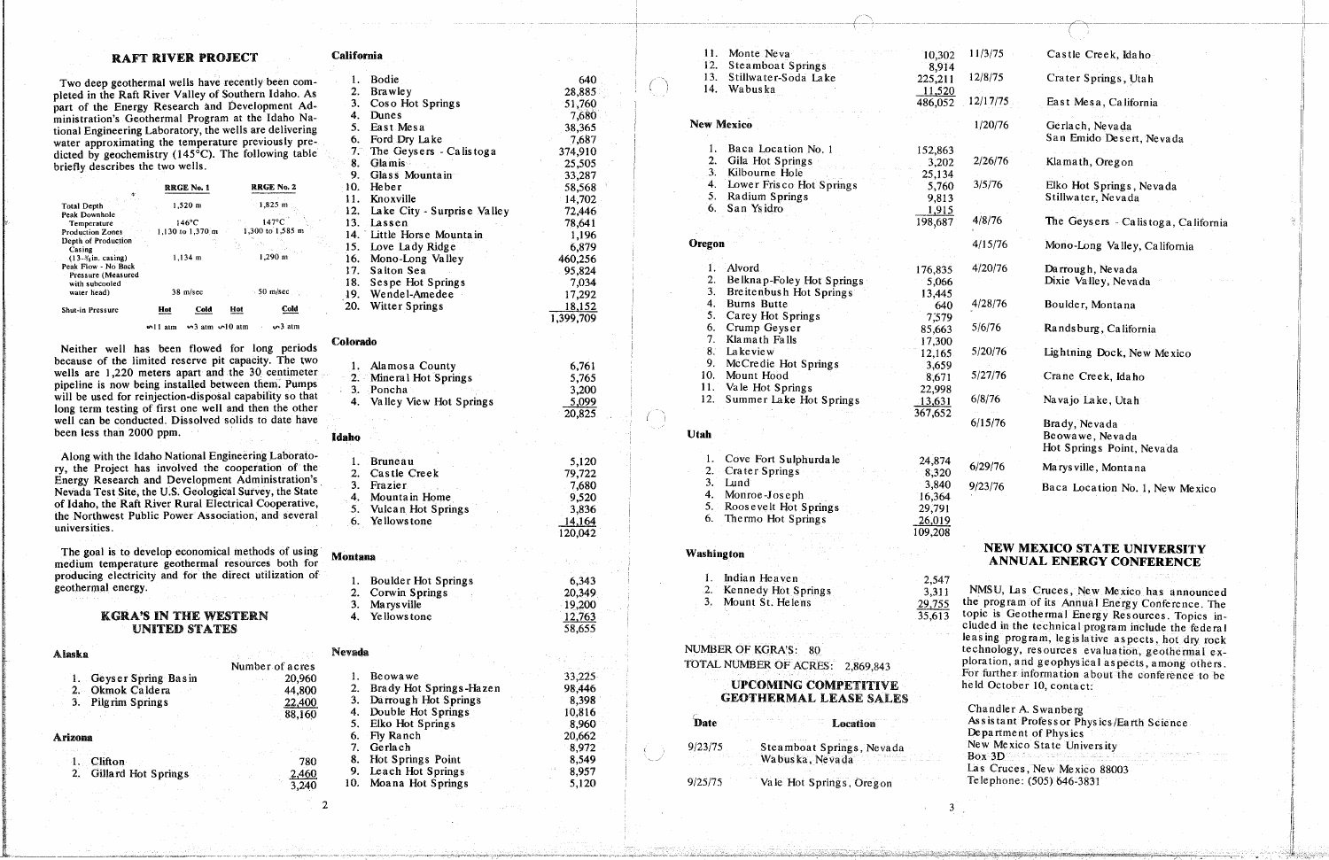## RAFT RIVER PROJECT

Two deep geothermal wells have recently been completed in the Raft River Valley of Southern Idaho. As part of the Energy Research and Development Administration's Geothermal Program at the Idaho National Engineering Laboratory, the wells are delivering water approximating the temperature previously predicted by geochemistry (145°C). The following table briefly describes the two wells.

| | RRGE No. 1 | | RRGE No. 2 | |
|---|---|---|---|---|
| Total Depth | 1,520 m | | 1,825 m | |
| Peak Downhole Temperature | 146°C | | 147°C | |
| Production Zones | 1,130 to 1,370 m | | 1,300 to 1,585 m | |
| Depth of Production Casing (13-3/8in. casing) | 1,134 m | | 1,290 m | |
| Peak Flow - No Back Pressure (Measured with subcooled water head) | 38 m/sec | | 50 m/sec | |
| Shut-in Pressure | Hot | Cold | Hot | Cold |
| | ∽11 atm | ∽3 atm | ∽10 atm | ∽3 atm |

Neither well has been flowed for long periods because of the limited reserve pit capacity. The two wells are 1,220 meters apart and the 30 centimeter pipeline is now being installed between them. Pumps will be used for reinjection-disposal capability so that long term testing of first one well and then the other well can be conducted. Dissolved solids to date have been less than 2000 ppm.

Along with the Idaho National Engineering Laboratory, the Project has involved the cooperation of the Energy Research and Development Administration's Nevada Test Site, the U.S. Geological Survey, the State of Idaho, the Raft River Rural Electrical Cooperative, the Northwest Public Power Association, and several universities.

The goal is to develop economical methods of using medium temperature geothermal resources both for producing electricity and for the direct utilization of geothermal energy.

## KGRA'S IN THE WESTERN UNITED STATES

**Alaska**

| | Number of acres |
|---|---|
| 1. Geyser Spring Basin | 20,960 |
| 2. Okmok Caldera | 44,800 |
| 3. Pilgrim Springs | 22,400 |
| | 88,160 |

**Arizona**

| | |
|---|---|
| 1. Clifton | 780 |
| 2. Gillard Hot Springs | 2,460 |
| | 3,240 |

**California**

| | |
|---|---|
| 1. Bodie | 640 |
| 2. Brawley | 28,885 |
| 3. Coso Hot Springs | 51,760 |
| 4. Dunes | 7,680 |
| 5. East Mesa | 38,365 |
| 6. Ford Dry Lake | 7,687 |
| 7. The Geysers - Calistoga | 374,910 |
| 8. Glamis | 25,505 |
| 9. Glass Mountain | 33,287 |
| 10. Heber | 58,568 |
| 11. Knoxville | 14,702 |
| 12. Lake City - Surprise Valley | 72,446 |
| 13. Lassen | 78,641 |
| 14. Little Horse Mountain | 1,196 |
| 15. Love Lady Ridge | 6,879 |
| 16. Mono-Long Valley | 460,256 |
| 17. Salton Sea | 95,824 |
| 18. Sespe Hot Springs | 7,034 |
| 19. Wendel-Amedee | 17,292 |
| 20. Witter Springs | 18,152 |
| | 1,399,709 |

**Colorado**

| | |
|---|---|
| 1. Alamosa County | 6,761 |
| 2. Mineral Hot Springs | 5,765 |
| 3. Poncha | 3,200 |
| 4. Valley View Hot Springs | 5,099 |
| | 20,825 |

**Idaho**

| | |
|---|---|
| 1. Bruneau | 5,120 |
| 2. Castle Creek | 79,722 |
| 3. Frazier | 7,680 |
| 4. Mountain Home | 9,520 |
| 5. Vulcan Hot Springs | 3,836 |
| 6. Yellowstone | 14,164 |
| | 120,042 |

**Montana**

| | |
|---|---|
| 1. Boulder Hot Springs | 6,343 |
| 2. Corwin Springs | 20,349 |
| 3. Marysville | 19,200 |
| 4. Yellowstone | 12,763 |
| | 58,655 |

**Nevada**

| | |
|---|---|
| 1. Beowawe | 33,225 |
| 2. Brady Hot Springs-Hazen | 98,446 |
| 3. Darrough Hot Springs | 8,398 |
| 4. Double Hot Springs | 10,816 |
| 5. Elko Hot Springs | 8,960 |
| 6. Fly Ranch | 20,662 |
| 7. Gerlach | 8,972 |
| 8. Hot Springs Point | 8,549 |
| 9. Leach Hot Springs | 8,957 |
| 10. Moana Hot Springs | 5,120 |
| 11. Monte Neva | 10,302 |
| 12. Steamboat Springs | 8,914 |
| 13. Stillwater-Soda Lake | 225,211 |
| 14. Wabuska | 11,520 |
| | 486,052 |

**New Mexico**

| | |
|---|---|
| 1. Baca Location No. 1 | 152,863 |
| 2. Gila Hot Springs | 3,202 |
| 3. Kilbourne Hole | 25,134 |
| 4. Lower Frisco Hot Springs | 5,760 |
| 5. Radium Springs | 9,813 |
| 6. San Ysidro | 1,915 |
| | 198,687 |

**Oregon**

| | |
|---|---|
| 1. Alvord | 176,835 |
| 2. Belknap-Foley Hot Springs | 5,066 |
| 3. Breitenbush Hot Springs | 13,445 |
| 4. Burns Butte | 640 |
| 5. Carey Hot Springs | 7,579 |
| 6. Crump Geyser | 85,663 |
| 7. Klamath Falls | 17,300 |
| 8. Lakeview | 12,165 |
| 9. McCredie Hot Springs | 3,659 |
| 10. Mount Hood | 8,671 |
| 11. Vale Hot Springs | 22,998 |
| 12. Summer Lake Hot Springs | 13,631 |
| | 367,652 |

**Utah**

| | |
|---|---|
| 1. Cove Fort Sulphurdale | 24,874 |
| 2. Crater Springs | 8,320 |
| 3. Lund | 3,840 |
| 4. Monroe-Joseph | 16,364 |
| 5. Roosevelt Hot Springs | 29,791 |
| 6. Thermo Hot Springs | 26,019 |
| | 109,208 |

**Washington**

| | |
|---|---|
| 1. Indian Heaven | 2,547 |
| 2. Kennedy Hot Springs | 3,311 |
| 3. Mount St. Helens | 29,755 |
| | 35,613 |

NUMBER OF KGRA'S: 80

TOTAL NUMBER OF ACRES: 2,869,843

## UPCOMING COMPETITIVE GEOTHERMAL LEASE SALES

| Date | Location |
|---|---|
| 9/23/75 | Steamboat Springs, Nevada<br>Wabuska, Nevada |
| 9/25/75 | Vale Hot Springs, Oregon |
| 11/3/75 | Castle Creek, Idaho |
| 12/8/75 | Crater Springs, Utah |
| 12/17/75 | East Mesa, California |
| 1/20/76 | Gerlach, Nevada<br>San Emido Desert, Nevada |
| 2/26/76 | Klamath, Oregon |
| 3/5/76 | Elko Hot Springs, Nevada<br>Stillwater, Nevada |
| 4/8/76 | The Geysers - Calistoga, California |
| 4/15/76 | Mono-Long Valley, California |
| 4/20/76 | Darrough, Nevada<br>Dixie Valley, Nevada |
| 4/28/76 | Boulder, Montana |
| 5/6/76 | Randsburg, California |
| 5/20/76 | Lightning Dock, New Mexico |
| 5/27/76 | Crane Creek, Idaho |
| 6/8/76 | Navajo Lake, Utah |
| 6/15/76 | Brady, Nevada<br>Beowawe, Nevada<br>Hot Springs Point, Nevada |
| 6/29/76 | Marysville, Montana |
| 9/23/76 | Baca Location No. 1, New Mexico |

## NEW MEXICO STATE UNIVERSITY ANNUAL ENERGY CONFERENCE

NMSU, Las Cruces, New Mexico has announced the program of its Annual Energy Conference. The topic is Geothermal Energy Resources. Topics included in the technical program include the federal leasing program, legislative aspects, hot dry rock technology, resources evaluation, geothermal exploration, and geophysical aspects, among others. For further information about the conference to be held October 10, contact:

Chandler A. Swanberg
Assistant Professor Physics/Earth Science
Department of Physics
New Mexico State University
Box 3D
Las Cruces, New Mexico 88003
Telephone: (505) 646-3831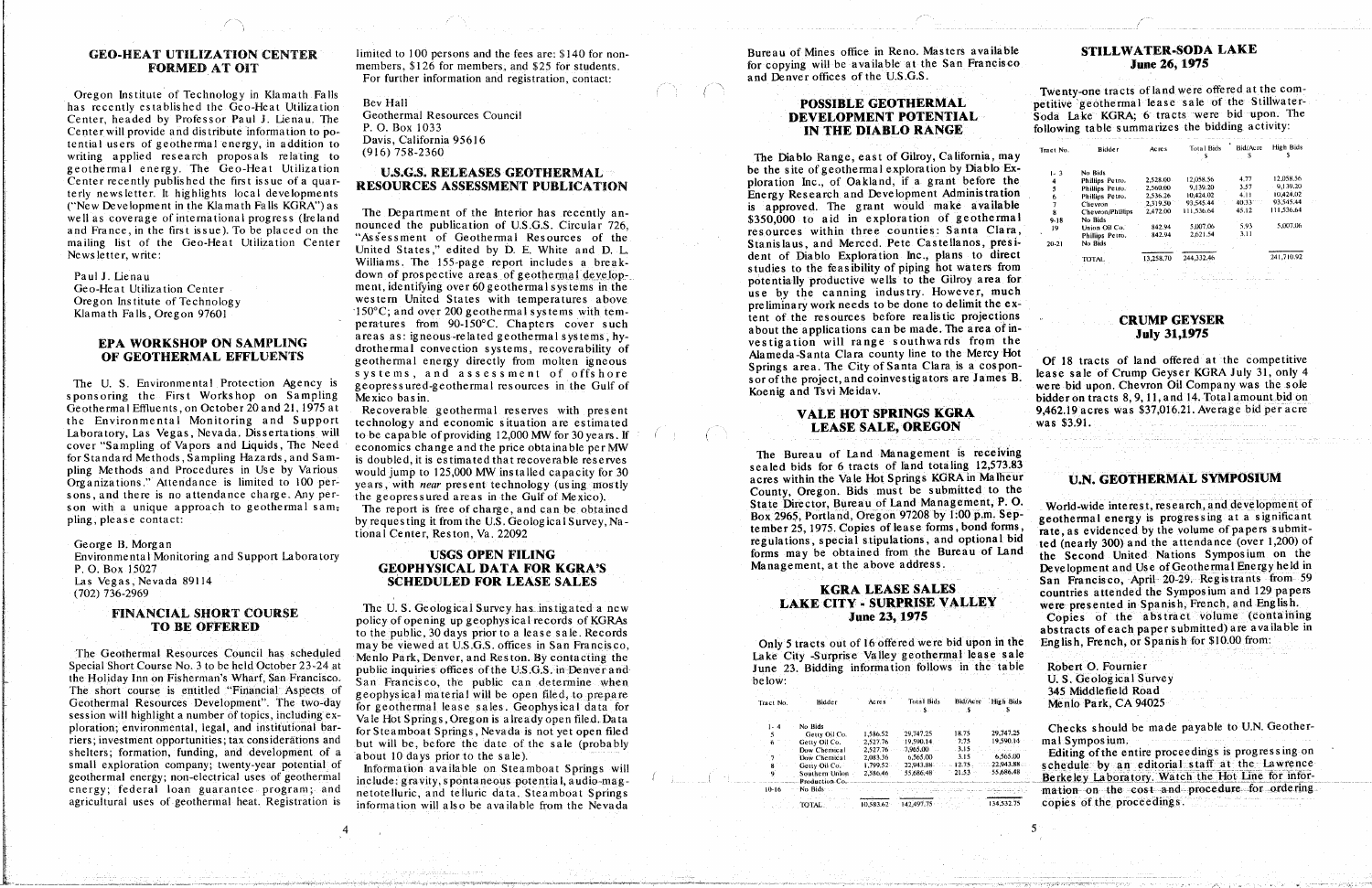## GEO-HEAT UTILIZATION CENTER FORMED AT OIT

Oregon Institute of Technology in Klamath Falls has recently established the Geo-Heat Utilization Center, headed by Professor Paul J. Lienau. The Center will provide and distribute information to potential users of geothermal energy, in addition to writing applied research proposals relating to geothermal energy. The Geo-Heat Utilization Center recently published the first issue of a quarterly newsletter. It highlights local developments ("New Development in the Klamath Falls KGRA") as well as coverage of international progress (Ireland and France, in the first issue). To be placed on the mailing list of the Geo-Heat Utilization Center Newsletter, write:

Paul J. Lienau
Geo-Heat Utilization Center
Oregon Institute of Technology
Klamath Falls, Oregon 97601

## EPA WORKSHOP ON SAMPLING OF GEOTHERMAL EFFLUENTS

The U. S. Environmental Protection Agency is sponsoring the First Workshop on Sampling Geothermal Effluents, on October 20 and 21, 1975 at the Environmental Monitoring and Support Laboratory, Las Vegas, Nevada. Dissertations will cover "Sampling of Vapors and Liquids, The Need for Standard Methods, Sampling Hazards, and Sampling Methods and Procedures in Use by Various Organizations." Attendance is limited to 100 persons, and there is no attendance charge. Any person with a unique approach to geothermal sampling, please contact:

George B. Morgan
Environmental Monitoring and Support Laboratory
P. O. Box 15027
Las Vegas, Nevada 89114
(702) 736-2969

## FINANCIAL SHORT COURSE TO BE OFFERED

The Geothermal Resources Council has scheduled Special Short Course No. 3 to be held October 23-24 at the Holiday Inn on Fisherman's Wharf, San Francisco. The short course is entitled "Financial Aspects of Geothermal Resources Development". The two-day session will highlight a number of topics, including exploration; environmental, legal, and institutional barriers; investment opportunities; tax considerations and shelters; formation, funding, and development of a small exploration company; twenty-year potential of geothermal energy; non-electrical uses of geothermal energy; federal loan guarantee program; and agricultural uses of geothermal heat. Registration is limited to 100 persons and the fees are: $140 for non-members, $126 for members, and $25 for students. For further information and registration, contact:

Bev Hall
Geothermal Resources Council
P. O. Box 1033
Davis, California 95616
(916) 758-2360

## U.S.G.S. RELEASES GEOTHERMAL RESOURCES ASSESSMENT PUBLICATION

The Department of the Interior has recently announced the publication of U.S.G.S. Circular 726, "Assessment of Geothermal Resources of the United States," edited by D. E. White and D. L. Williams. The 155-page report includes a breakdown of prospective areas of geothermal development, identifying over 60 geothermal systems in the western United States with temperatures above 150°C; and over 200 geothermal systems with temperatures from 90-150°C. Chapters cover such areas as: igneous-related geothermal systems, hydrothermal convection systems, recoverability of geothermal energy directly from molten igneous systems, and assessment of offshore geopressured-geothermal resources in the Gulf of Mexico basin.

Recoverable geothermal reserves with present technology and economic situation are estimated to be capable of providing 12,000 MW for 30 years. If economics change and the price obtainable per MW is doubled, it is estimated that recoverable reserves would jump to 125,000 MW installed capacity for 30 years, with *near* present technology (using mostly the geopressured areas in the Gulf of Mexico).

The report is free of charge, and can be obtained by requesting it from the U.S. Geological Survey, National Center, Reston, Va. 22092

## USGS OPEN FILING GEOPHYSICAL DATA FOR KGRA'S SCHEDULED FOR LEASE SALES

The U. S. Geological Survey has instigated a new policy of opening up geophysical records of KGRAs to the public, 30 days prior to a lease sale. Records may be viewed at U.S.G.S. offices in San Francisco, Menlo Park, Denver, and Reston. By contacting the public inquiries offices of the U.S.G.S. in Denver and San Francisco, the public can determine when geophysical material will be open filed, to prepare for geothermal lease sales. Geophysical data for Vale Hot Springs, Oregon is already open filed. Data for Steamboat Springs, Nevada is not yet open filed but will be, before the date of the sale (probably about 10 days prior to the sale).

Information available on Steamboat Springs will include: gravity, spontaneous potential, audio-magnetotelluric, and telluric data. Steamboat Springs information will also be available from the Nevada Bureau of Mines office in Reno. Masters available for copying will be available at the San Francisco and Denver offices of the U.S.G.S.

## POSSIBLE GEOTHERMAL DEVELOPMENT POTENTIAL IN THE DIABLO RANGE

The Diablo Range, east of Gilroy, California, may be the site of geothermal exploration by Diablo Exploration Inc., of Oakland, if a grant before the Energy Research and Development Administration is approved. The grant would make available $350,000 to aid in exploration of geothermal resources within three counties: Santa Clara, Stanislaus, and Merced. Pete Castellanos, president of Diablo Exploration Inc., plans to direct studies to the feasibility of piping hot waters from potentially productive wells to the Gilroy area for use by the canning industry. However, much preliminary work needs to be done to delimit the extent of the resources before realistic projections about the applications can be made. The area of investigation will range southwards from the Alameda-Santa Clara county line to the Mercy Hot Springs area. The City of Santa Clara is a cosponsor of the project, and coinvestigators are James B. Koenig and Tsvi Meidav.

## VALE HOT SPRINGS KGRA LEASE SALE, OREGON

The Bureau of Land Management is receiving sealed bids for 6 tracts of land totaling 12,573.83 acres within the Vale Hot Springs KGRA in Malheur County, Oregon. Bids must be submitted to the State Director, Bureau of Land Management, P. O. Box 2965, Portland, Oregon 97208 by 1:00 p.m. September 25, 1975. Copies of lease forms, bond forms, regulations, special stipulations, and optional bid forms may be obtained from the Bureau of Land Management, at the above address.

## KGRA LEASE SALES LAKE CITY - SURPRISE VALLEY June 23, 1975

Only 5 tracts out of 16 offered were bid upon in the Lake City -Surprise Valley geothermal lease sale June 23. Bidding information follows in the table below:

| Tract No. | Bidder | Acres | Total Bids $ | Bid/Acre $ | High Bids $ |
|---|---|---|---|---|---|
| 1- 4 | No Bids | | | | |
| 5 | Getty Oil Co. | 1,586.52 | 29,747.25 | 18.75 | 29,747.25 |
| 6 | Getty Oil Co. | 2,527.76 | 19,590.14 | 7.75 | 19,590.14 |
| | Dow Chemical | 2,527.76 | 7,965.00 | 3.15 | |
| 7 | Dow Chemical | 2,083.36 | 6,565.00 | 3.15 | 6,565.00 |
| 8 | Getty Oil Co. | 1,799.52 | 22,943.88 | 12.75 | 22,943.88 |
| 9 | Southern Union Production Co. | 2,586.46 | 55,686.48 | 21.53 | 55,686.48 |
| 10-16 | No Bids | | | | |
| | TOTAL | 10,583.62 | 142,497.75 | | 134,532.75 |

## STILLWATER-SODA LAKE June 26, 1975

Twenty-one tracts of land were offered at the competitive geothermal lease sale of the Stillwater-Soda Lake KGRA; 6 tracts were bid upon. The following table summarizes the bidding activity:

| Tract No. | Bidder | Acres | Total Bids $ | Bid/Acre $ | High Bids $ |
|---|---|---|---|---|---|
| 1- 3 | No Bids | | | | |
| 4 | Phillips Petro. | 2,528.00 | 12,058.56 | 4.77 | 12,058.56 |
| 5 | Phillips Petro. | 2,560.00 | 9,139.20 | 3.57 | 9,139.20 |
| 6 | Phillips Petro. | 2,536.26 | 10,424.02 | 4.11 | 10,424.02 |
| 7 | Chevron | 2,319.50 | 93,545.44 | 40.33 | 93,545.44 |
| 8 | Chevron/Phillips | 2,472.00 | 111,536.64 | 45.12 | 111,536.64 |
| 9-18 | No Bids | | | | |
| 19 | Union Oil Co. | 842.94 | 5,007.06 | 5.93 | 5,007.06 |
| | Phillips Petro. | 842.94 | 2,621.54 | 3.11 | |
| 20-21 | No Bids | | | | |
| | TOTAL | 13,258.70 | 244,332.46 | | 241,710.92 |

## CRUMP GEYSER July 31,1975

Of 18 tracts of land offered at the competitive lease sale of Crump Geyser KGRA July 31, only 4 were bid upon. Chevron Oil Company was the sole bidder on tracts 8, 9, 11, and 14. Total amount bid on 9,462.19 acres was $37,016.21. Average bid per acre was $3.91.

## U.N. GEOTHERMAL SYMPOSIUM

World-wide interest, research, and development of geothermal energy is progressing at a significant rate, as evidenced by the volume of papers submitted (nearly 300) and the attendance (over 1,200) of the Second United Nations Symposium on the Development and Use of Geothermal Energy held in San Francisco, April 20-29. Registrants from 59 countries attended the Symposium and 129 papers were presented in Spanish, French, and English.

Copies of the abstract volume (containing abstracts of each paper submitted) are available in English, French, or Spanish for $10.00 from:

Robert O. Fournier
U. S. Geological Survey
345 Middlefield Road
Menlo Park, CA 94025

Checks should be made payable to U.N. Geothermal Symposium.

Editing of the entire proceedings is progressing on schedule by an editorial staff at the Lawrence Berkeley Laboratory. Watch the Hot Line for information on the cost and procedure for ordering copies of the proceedings.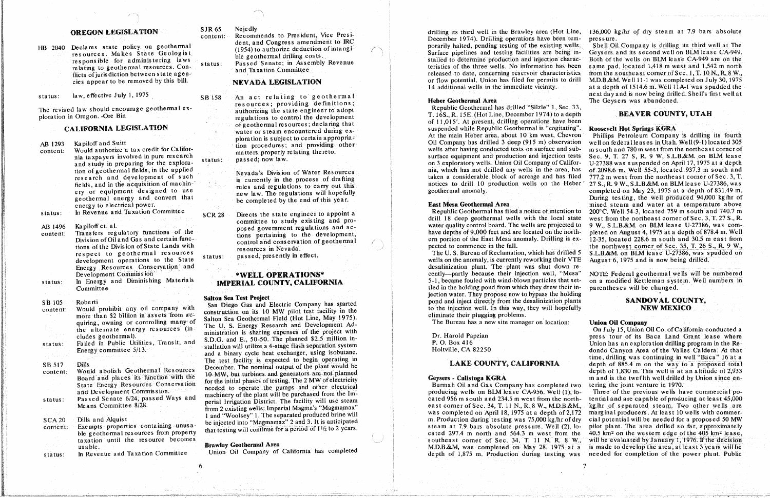## OREGON LEGISLATION

HB 2040 Declares state policy on geothermal resources. Makes State Geologist responsible for administering laws relating to geothermal resources. Conflicts of jurisdiction between state agencies appear to be removed by this bill.

status: law, effective July 1, 1975

The revised law should encourage geothermal exploration in Oregon. -Ore Bin

## CALIFORNIA LEGISLATION

AB 1293 Kapiloff and Suitt
content: Would authorize a tax credit for California taxpayers involved in pure research and study in preparing for the exploration of geothermal fields, in the applied research and development of such fields, and in the acquisition of machinery or equipment designed to use geothermal energy and convert that energy to electrical power.
status: In Revenue and Taxation Committee

AB 1496 Kapiloff et. al.
content: Transfers regulatory functions of the Division of Oil and Gas and certain functions of the Division of State Lands with respect to geothermal resources development operations to the State Energy Resources Conservation and Development Commission
status: In Energy and Diminishing Materials Committee

SB 105 Roberti
content: Would prohibit any oil company with more than $2 billion in assets from acquiring, owning or controlling many of the alternate energy resources (includes geothermal).
status: Failed in Public Utilities, Transit, and Energy committee 5/13.

SB 517 Dills
content: Would abolish Geothermal Resources Board and places its function with the State Energy Resources Conservation and Development Commission.
status: Passed Senate 6/24, passed Ways and Means Committee 8/28.

SCA 20 Dills and Alquist
content: Exempts properties containing unusable geothermal resources from property taxation until the resource becomes usable.
status: In Revenue and Taxation Committee

SJR 65 Nejedly
content: Recommends to President, Vice President, and Congress amendment to IRC (1954) to authorize deduction of intangible geothermal drilling costs.
status: Passed Senate; in Assembly Revenue and Taxation Committee

## NEVADA LEGISLATION

SB 158 An act relating to geothermal resources; providing definitions; authorizing the state engineer to adopt regulations to control the development of geothermal resources; declaring that water or steam encountered during exploration is subject to certain appropriation procedures; and providing other matters properly relating thereto.
status: passed; now law.

Nevada's Division of Water Resources is currently in the process of drafting rules and regulations to carry out this new law. The regulations will hopefully be completed by the end of this year.

SCR 28 Directs the state engineer to appoint a committee to study existing and proposed government regulations and actions pertaining to the development, control and conservation of geothermal resources in Nevada.
status: passed, presently in effect.

## *WELL OPERATIONS*

## IMPERIAL COUNTY, CALIFORNIA

**Salton Sea Test Project**

San Diego Gas and Electric Company has started construction on its 10 MW pilot test facility in the Salton Sea Geothermal Field (Hot Line, May 1975). The U. S. Energy Research and Development Administration is sharing expenses of the project with S.D.G. and E., 50-50. The planned $2.5 million installation will utilize a 4-stage flash separation system and a binary cycle heat exchanger, using isobutane. The test facility is expected to begin operating in December. The nominal output of the plant would be 10 MW, but turbines and generators are not planned for the initial phases of testing. The 2 MW of electricity needed to operate the pumps and other electrical machinery of the plant will be purchased from the Imperial Irrigation District. The facility will use steam from 2 existing wells: Imperial Magma's "Magmamax" 1 and "Woolsey" 1. The separated produced brine will be injected into "Magmamax" 2 and 3. It is anticipated that testing will continue for a period of 1½ to 2 years.

**Brawley Geothermal Area**

Union Oil Company of California has completed drilling its third well in the Brawley area (Hot Line, December 1974). Drilling operations have been temporarily halted, pending testing of the existing wells. Surface pipelines and testing facilities are being installed to determine production and injection characteristics of the three wells. No information has been released to date, concerning reservoir characteristics or flow potential. Union has filed for permits to drill 14 additional wells in the immediate vicinity.

**Heber Geothermal Area**

Republic Geothermal has drilled "Silzle" 1, Sec. 33, T. 16S., R. 15E. (Hot Line, December 1974) to a depth of 11,015'. At present, drilling operations have been suspended while Republic Geothermal is "cogitating". At the main Heber area, about 10 km west, Chevron Oil Company has drilled 3 deep (915 m) observation wells after having conducted tests on surface and subsurface equipment and production and injection tests on 3 exploratory wells. Union Oil Company of California, which has not drilled any wells in the area, has taken a considerable block of acreage and has filed notices to drill 10 production wells on the Heber geothermal anomaly.

**East Mesa Geothermal Area**

Republic Geothermal has filed a notice of intention to drill 18 deep geothermal wells with the local state water quality control board. The wells are projected to have depths of 9,000 feet and are located on the northern portion of the East Mesa anomaly. Drilling is expected to commence in the fall.

The U. S. Bureau of Reclamation, which has drilled 5 wells on the anomaly, is currently reworking their VTE desalinization plant. The plant was shut down recently—partly because their injection well, "Mesa" 5-1, became fouled with wind-blown particles that settled in the holding pond from which they drew their injection water. They propose now to bypass the holding pond and inject directly from the desalinization plants to the injection well. In this way, they will hopefully eliminate their plugging problems.

The Bureau has a new site manager on location:

Dr. Harold Papzian
P. O. Box 416
Holtville, CA 82250

## LAKE COUNTY, CALIFORNIA

**Geysers - Calistoga KGRA**

Burmah Oil and Gas Company has completed two producing wells on BLM lease CA-956. Well (1), located 956 m south and 234.5 m west from the northeast corner of Sec. 34, T. 11 N., R. 8 W., M.D.B.&M., was completed on April 18, 1975 at a depth of 2,172 m. Production during testing was 75,000 kg/hr of dry steam at 7.9 bars absolute pressure. Well (2), located 297.4 m north and 564.3 m west from the southeast corner of Sec. 34, T. 11 N, R. 8 W., M.D.B.&M, was completed on May 28, 1975 at a depth of 1,875 m. Production during testing was 136,000 kg/hr of dry steam at 7.9 bars absolute pressure.

Shell Oil Company is drilling its third well at The Geysers and its second well on BLM lease CA-949. Both of the wells on BLM lease CA-949 are on the same pad, located 1,418 m west and 1,542 m north from the southeast corner of Sec. 1, T. 10 N., R. 8 W., M.D.B.&M. Well 11-1 was completed on July 30, 1975 at a depth of 1514.6 m. Well 11A-1 was spudded the next day and is now being drilled. Shell's first well at The Geysers was abandoned.

## BEAVER COUNTY, UTAH

**Roosevelt Hot Springs KGRA**

Phillips Petroleum Company is drilling its fourth well on federal leases in Utah. Well (9-1) located 305 m south and 780 m west from the northeast corner of Sec. 9, T. 27 S, R. 9 W, S.L.B.&M. on BLM lease U-27388 was suspended on April 17, 1975 at a depth of 2098.6 m. Well 55-3, located 937.3 m south and 777.2 m west from the northeast corner of Sec. 3, T. 27 S., R. 9 W., S.L.B.&M. on BLM lease U-27386, was completed on May 23, 1975 at a depth of 831.49 m. During testing, the well produced 94,000 kg/hr of mixed steam and water at a temperature above 200°C. Well 54-3, located 759 m south and 740.7 m west from the northeast corner of Sec. 3, T. 27 S., R. 9 W., S.L.B.&M. on BLM lease U-27386, was completed on August 4, 1975 at a depth of 878.4 m. Well 12-35, located 228.6 m south and 30.5 m east from the northwest corner of Sec. 35, T. 26 S., R. 9 W., S.L.B.&M. on BLM lease U-27386, was spudded on August 6, 1975 and is now being drilled.

NOTE: Federal geothermal wells will be numbered on a modified Kettleman system. Well numbers in parentheses will be changed.

## SANDOVAL COUNTY, NEW MEXICO

**Union Oil Company**

On July 15, Union Oil Co. of California conducted a press tour of its Baca Land Grant lease where Union has an exploration drilling program in the Redondo Canyon Area of the Valles Caldera. At that time, drilling was continuing in well "Baca" 16 at a depth of 885.4 m on the way to a proposed total depth of 1,830 m. This well is at an altitude of 2,933 m and is the twelfth well drilled by Union since entering the joint venture in 1970.

Three of the previous wells have commercial potential and are capable of producing at least 45,000 kg/hr of separated steam. Two other wells are marginal producers. At least 10 wells with commercial potential will be needed for a proposed 50 MW pilot plant. The area drilled so far, approximately 40.5 km² on the western edge of the 405 km² lease, will be evaluated by January 1, 1976. If the decision is made to develop the area, at least 3 years will be needed for completion of the power plant. Public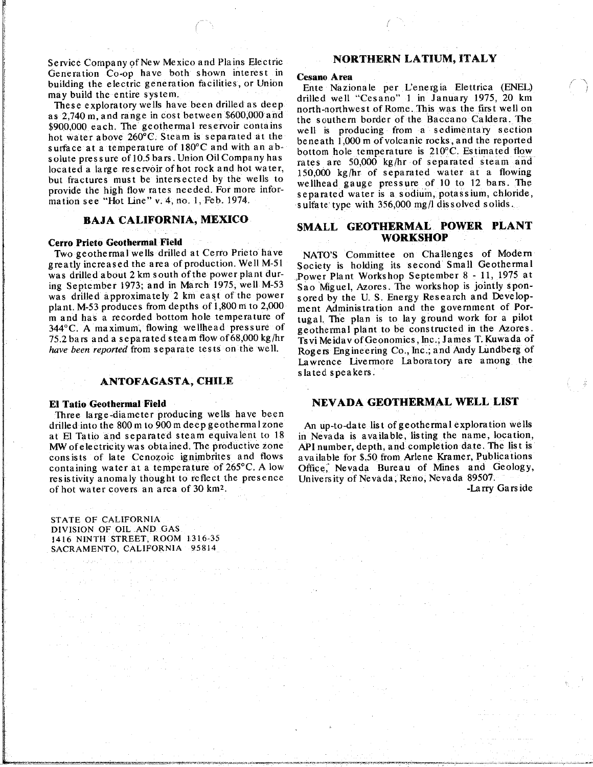Service Company of New Mexico and Plains Electric Generation Co-op have both shown interest in building the electric generation facilities, or Union may build the entire system.

These exploratory wells have been drilled as deep as 2,740 m, and range in cost between $600,000 and $900,000 each. The geothermal reservoir contains hot water above 260°C. Steam is separated at the surface at a temperature of 180°C and with an absolute pressure of 10.5 bars. Union Oil Company has located a large reservoir of hot rock and hot water, but fractures must be intersected by the wells to provide the high flow rates needed. For more information see "Hot Line" v. 4, no. 1, Feb. 1974.

## BAJA CALIFORNIA, MEXICO

**Cerro Prieto Geothermal Field**

Two geothermal wells drilled at Cerro Prieto have greatly increased the area of production. Well M-51 was drilled about 2 km south of the power plant during September 1973; and in March 1975, well M-53 was drilled approximately 2 km east of the power plant. M-53 produces from depths of 1,800 m to 2,000 m and has a recorded bottom hole temperature of 344°C. A maximum, flowing wellhead pressure of 75.2 bars and a separated steam flow of 68,000 kg/hr *have been reported* from separate tests on the well.

## ANTOFAGASTA, CHILE

**El Tatio Geothermal Field**

Three large-diameter producing wells have been drilled into the 800 m to 900 m deep geothermal zone at El Tatio and separated steam equivalent to 18 MW of electricity was obtained. The productive zone consists of late Cenozoic ignimbrites and flows containing water at a temperature of 265°C. A low resistivity anomaly thought to reflect the presence of hot water covers an area of 30 km$^2$.

STATE OF CALIFORNIA
DIVISION OF OIL AND GAS
1416 NINTH STREET, ROOM 1316-35
SACRAMENTO, CALIFORNIA 95814

## NORTHERN LATIUM, ITALY

**Cesano Area**

Ente Nazionale per L'energia Elettrica (ENEL) drilled well "Cesano" 1 in January 1975, 20 km north-northwest of Rome. This was the first well on the southern border of the Baccano Caldera. The well is producing from a sedimentary section beneath 1,000 m of volcanic rocks, and the reported bottom hole temperature is 210°C. Estimated flow rates are 50,000 kg/hr of separated steam and 150,000 kg/hr of separated water at a flowing wellhead gauge pressure of 10 to 12 bars. The separated water is a sodium, potassium, chloride, sulfate type with 356,000 mg/l dissolved solids.

## SMALL GEOTHERMAL POWER PLANT WORKSHOP

NATO'S Committee on Challenges of Modern Society is holding its second Small Geothermal Power Plant Workshop September 8 - 11, 1975 at Sao Miguel, Azores. The workshop is jointly sponsored by the U. S. Energy Research and Development Administration and the government of Portugal. The plan is to lay ground work for a pilot geothermal plant to be constructed in the Azores. Tsvi Meidav of Geonomics, Inc.; James T. Kuwada of Rogers Engineering Co., Inc.; and Andy Lundberg of Lawrence Livermore Laboratory are among the slated speakers.

## NEVADA GEOTHERMAL WELL LIST

An up-to-date list of geothermal exploration wells in Nevada is available, listing the name, location, API number, depth, and completion date. The list is available for $.50 from Arlene Kramer, Publications Office, Nevada Bureau of Mines and Geology, University of Nevada, Reno, Nevada 89507.

-Larry Garside